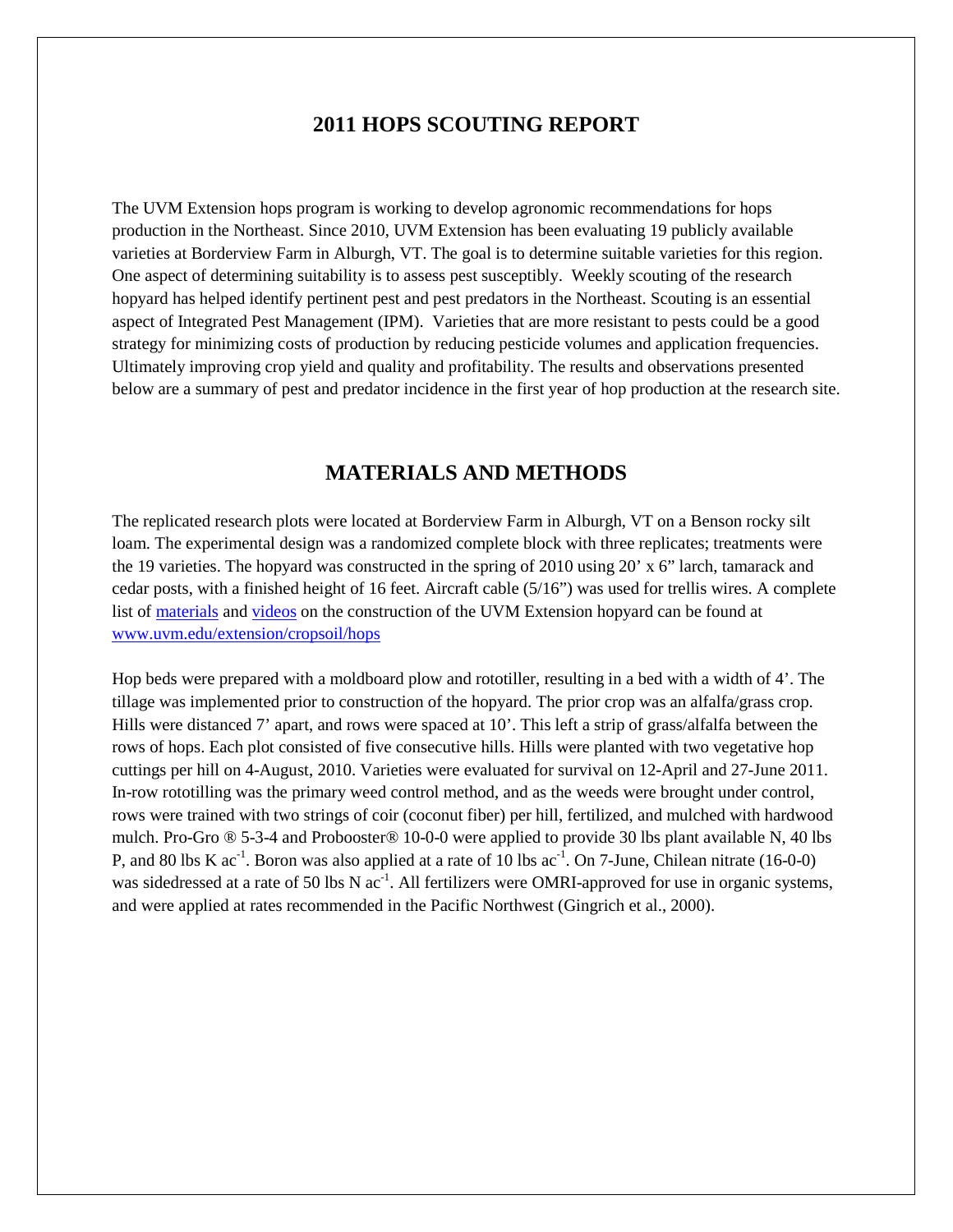# 2011 HOPS SCOUTING REPORT

The UVM Extension hops program is working to develop agronomic recommendations for hops production in the Northeast. Since 2010, UVM Extension has been evaluating 19 publicly available varieties at Borderview Farm in Alburgh, VT. The goal is to determine suitable varieties for this region. One aspect of determining suitability is to assess pest susceptibly. Weekly scouting of the research hopyard has helped identify pertinent pest and pest predators in the Northeast. Scouting is an essential aspect of Integrated Pest Management (IPM). Varieties that are more resistant to pests could be a good strategy for minimizing costs of production by reducing pesticide volumes and application frequencies. Ultimately improving crop yield and quality and profitability. The results and observations presented below are a summary of pest and predator incidence in the first year of hop production at the research site.

## MATERIALS AND METHODS

The replicated research plots were located at Borderview Farm in Alburgh, VT on a Benson rocky silt loam. The experimental design was a randomized complete block with three replicates; treatments were the 19 varieties. The hopyard was constructed in the spring of 2010 using 20' x 6" larch, tamarack and cedar posts, with a finished height of 16 feet. Aircraft cable (5/16") was used for trellis wires. A complete list of [materials]() and [videos]() on the construction of the UVM Extension hopyard can be found at [www.uvm.edu/extension/cropsoil/hops](www.uvm.edu/extension/cropsoil/hops)

Hop beds were prepared with a moldboard plow and rototiller, resulting in a bed with a width of 4'. The tillage was implemented prior to construction of the hopyard. The prior crop was an alfalfa/grass crop. Hills were distanced 7' apart, and rows were spaced at 10'. This left a strip of grass/alfalfa between the rows of hops. Each plot consisted of five consecutive hills. Hills were planted with two vegetative hop cuttings per hill on 4-August, 2010. Varieties were evaluated for survival on 12-April and 27-June 2011. In-row rototilling was the primary weed control method, and as the weeds were brought under control, rows were trained with two strings of coir (coconut fiber) per hill, fertilized, and mulched with hardwood mulch. Pro-Gro ® 5-3-4 and Probooster® 10-0-0 were applied to provide 30 lbs plant available N, 40 lbs P, and 80 lbs K $ac^{-1}$. Boron was also applied at a rate of 10 lbs $ac^{-1}$. On 7-June, Chilean nitrate (16-0-0) was sidedressed at a rate of 50 lbs N $ac^{-1}$. All fertilizers were OMRI-approved for use in organic systems, and were applied at rates recommended in the Pacific Northwest (Gingrich et al., 2000).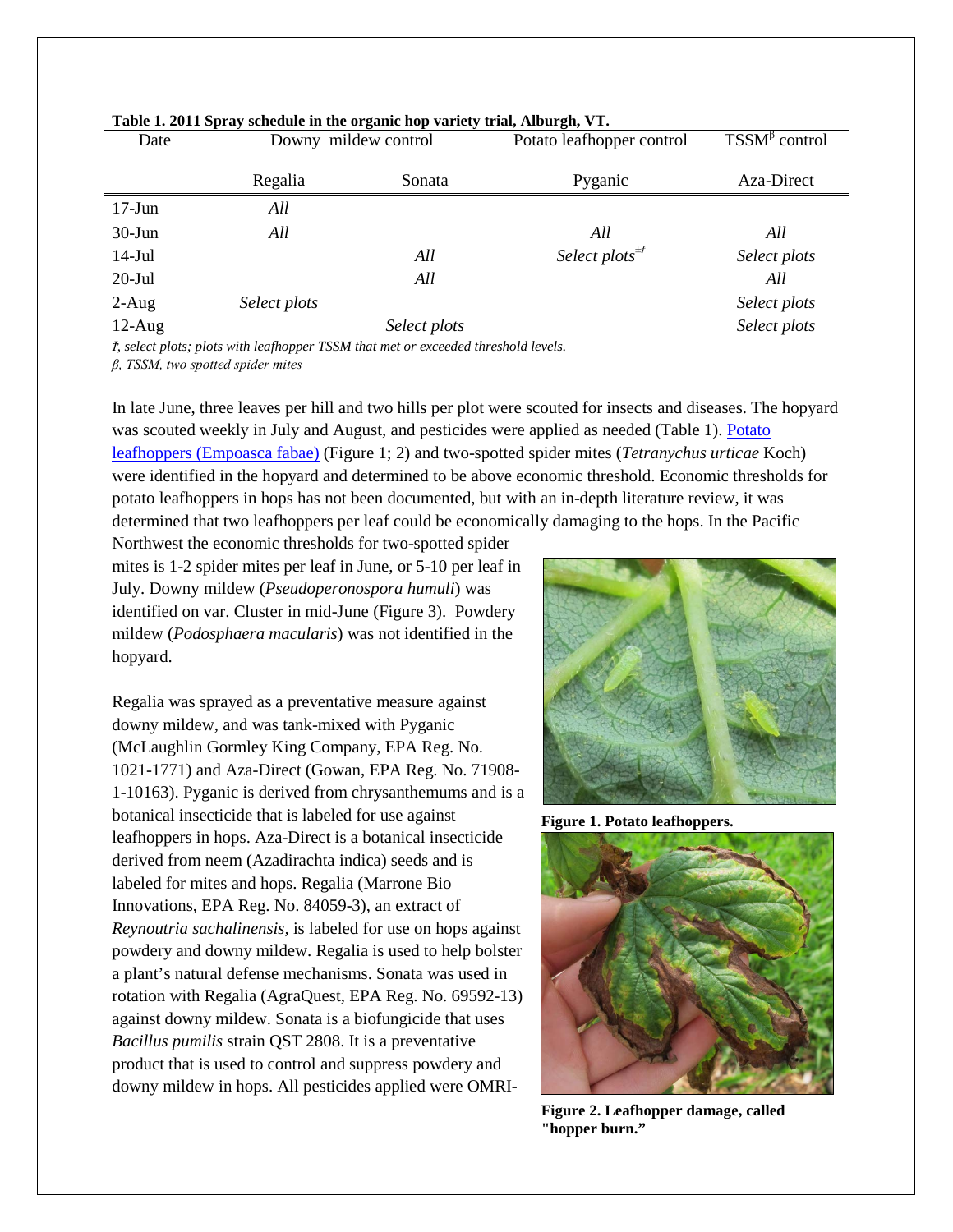**Table 1. 2011 Spray schedule in the organic hop variety trial, Alburgh, VT.**

| Date | Downy mildew control | | Potato leafhopper control | TSSM[β] control |
|---|---|---|---|---|
| | Regalia | Sonata | Pyganic | Aza-Direct |
| 17-Jun | *All* | | | |
| 30-Jun | *All* | | *All* | *All* |
| 14-Jul | | *All* | *Select plots*[±ƚ] | *Select plots* |
| 20-Jul | | *All* | | *All* |
| 2-Aug | *Select plots* | | | *Select plots* |
| 12-Aug | | *Select plots* | | *Select plots* |

*ƚ, select plots; plots with leafhopper TSSM that met or exceeded threshold levels.*

*β, TSSM, two spotted spider mites*

In late June, three leaves per hill and two hills per plot were scouted for insects and diseases. The hopyard was scouted weekly in July and August, and pesticides were applied as needed (Table 1). Potato leafhoppers (Empoasca fabae) (Figure 1; 2) and two-spotted spider mites (*Tetranychus urticae* Koch) were identified in the hopyard and determined to be above economic threshold. Economic thresholds for potato leafhoppers in hops has not been documented, but with an in-depth literature review, it was determined that two leafhoppers per leaf could be economically damaging to the hops. In the Pacific Northwest the economic thresholds for two-spotted spider mites is 1-2 spider mites per leaf in June, or 5-10 per leaf in July. Downy mildew (*Pseudoperonospora humuli*) was identified on var. Cluster in mid-June (Figure 3). Powdery mildew (*Podosphaera macularis*) was not identified in the hopyard.

**Figure 1. Potato leafhoppers.**

**Figure 2. Leafhopper damage, called "hopper burn."**

Regalia was sprayed as a preventative measure against downy mildew, and was tank-mixed with Pyganic (McLaughlin Gormley King Company, EPA Reg. No. 1021-1771) and Aza-Direct (Gowan, EPA Reg. No. 71908-1-10163). Pyganic is derived from chrysanthemums and is a botanical insecticide that is labeled for use against leafhoppers in hops. Aza-Direct is a botanical insecticide derived from neem (Azadirachta indica) seeds and is labeled for mites and hops. Regalia (Marrone Bio Innovations, EPA Reg. No. 84059-3), an extract of *Reynoutria sachalinensis*, is labeled for use on hops against powdery and downy mildew. Regalia is used to help bolster a plant's natural defense mechanisms. Sonata was used in rotation with Regalia (AgraQuest, EPA Reg. No. 69592-13) against downy mildew. Sonata is a biofungicide that uses *Bacillus pumilis* strain QST 2808. It is a preventative product that is used to control and suppress powdery and downy mildew in hops. All pesticides applied were OMRI-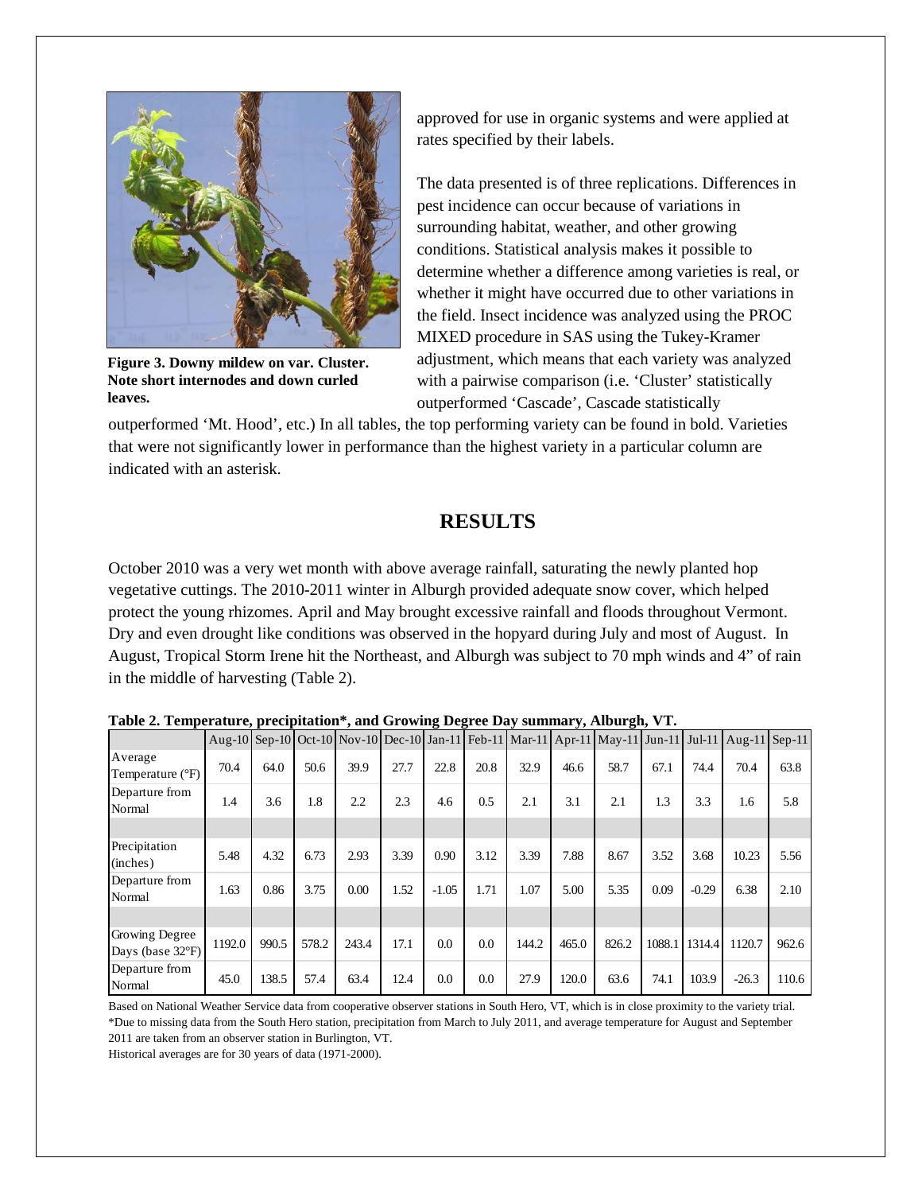**Figure 3. Downy mildew on var. Cluster. Note short internodes and down curled leaves.**

approved for use in organic systems and were applied at rates specified by their labels.

The data presented is of three replications. Differences in pest incidence can occur because of variations in surrounding habitat, weather, and other growing conditions. Statistical analysis makes it possible to determine whether a difference among varieties is real, or whether it might have occurred due to other variations in the field. Insect incidence was analyzed using the PROC MIXED procedure in SAS using the Tukey-Kramer adjustment, which means that each variety was analyzed with a pairwise comparison (i.e. 'Cluster' statistically outperformed 'Cascade', Cascade statistically outperformed 'Mt. Hood', etc.) In all tables, the top performing variety can be found in bold. Varieties that were not significantly lower in performance than the highest variety in a particular column are indicated with an asterisk.

## RESULTS

October 2010 was a very wet month with above average rainfall, saturating the newly planted hop vegetative cuttings. The 2010-2011 winter in Alburgh provided adequate snow cover, which helped protect the young rhizomes. April and May brought excessive rainfall and floods throughout Vermont. Dry and even drought like conditions was observed in the hopyard during July and most of August. In August, Tropical Storm Irene hit the Northeast, and Alburgh was subject to 70 mph winds and 4" of rain in the middle of harvesting (Table 2).

**Table 2. Temperature, precipitation*, and Growing Degree Day summary, Alburgh, VT.**

| | Aug-10 | Sep-10 | Oct-10 | Nov-10 | Dec-10 | Jan-11 | Feb-11 | Mar-11 | Apr-11 | May-11 | Jun-11 | Jul-11 | Aug-11 | Sep-11 |
|---|---|---|---|---|---|---|---|---|---|---|---|---|---|---|
| Average Temperature (°F) | 70.4 | 64.0 | 50.6 | 39.9 | 27.7 | 22.8 | 20.8 | 32.9 | 46.6 | 58.7 | 67.1 | 74.4 | 70.4 | 63.8 |
| Departure from Normal | 1.4 | 3.6 | 1.8 | 2.2 | 2.3 | 4.6 | 0.5 | 2.1 | 3.1 | 2.1 | 1.3 | 3.3 | 1.6 | 5.8 |
| | | | | | | | | | | | | | | |
| Precipitation (inches) | 5.48 | 4.32 | 6.73 | 2.93 | 3.39 | 0.90 | 3.12 | 3.39 | 7.88 | 8.67 | 3.52 | 3.68 | 10.23 | 5.56 |
| Departure from Normal | 1.63 | 0.86 | 3.75 | 0.00 | 1.52 | -1.05 | 1.71 | 1.07 | 5.00 | 5.35 | 0.09 | -0.29 | 6.38 | 2.10 |
| | | | | | | | | | | | | | | |
| Growing Degree Days (base 32°F) | 1192.0 | 990.5 | 578.2 | 243.4 | 17.1 | 0.0 | 0.0 | 144.2 | 465.0 | 826.2 | 1088.1 | 1314.4 | 1120.7 | 962.6 |
| Departure from Normal | 45.0 | 138.5 | 57.4 | 63.4 | 12.4 | 0.0 | 0.0 | 27.9 | 120.0 | 63.6 | 74.1 | 103.9 | -26.3 | 110.6 |

Based on National Weather Service data from cooperative observer stations in South Hero, VT, which is in close proximity to the variety trial.
*Due to missing data from the South Hero station, precipitation from March to July 2011, and average temperature for August and September 2011 are taken from an observer station in Burlington, VT.
Historical averages are for 30 years of data (1971-2000).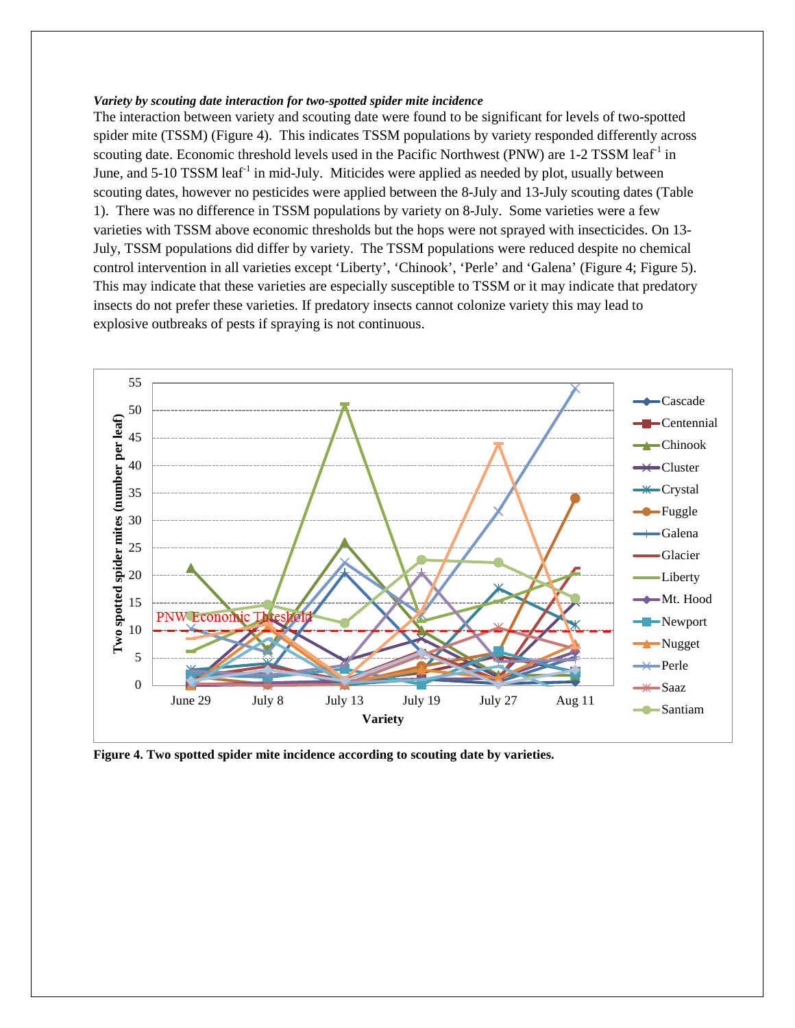***Variety by scouting date interaction for two-spotted spider mite incidence***

The interaction between variety and scouting date were found to be significant for levels of two-spotted spider mite (TSSM) (Figure 4). This indicates TSSM populations by variety responded differently across scouting date. Economic threshold levels used in the Pacific Northwest (PNW) are 1-2 TSSM leaf$^{-1}$ in June, and 5-10 TSSM leaf$^{-1}$ in mid-July. Miticides were applied as needed by plot, usually between scouting dates, however no pesticides were applied between the 8-July and 13-July scouting dates (Table 1). There was no difference in TSSM populations by variety on 8-July. Some varieties were a few varieties with TSSM above economic thresholds but the hops were not sprayed with insecticides. On 13-July, TSSM populations did differ by variety. The TSSM populations were reduced despite no chemical control intervention in all varieties except 'Liberty', 'Chinook', 'Perle' and 'Galena' (Figure 4; Figure 5). This may indicate that these varieties are especially susceptible to TSSM or it may indicate that predatory insects do not prefer these varieties. If predatory insects cannot colonize variety this may lead to explosive outbreaks of pests if spraying is not continuous.

**Figure 4. Two spotted spider mite incidence according to scouting date by varieties.**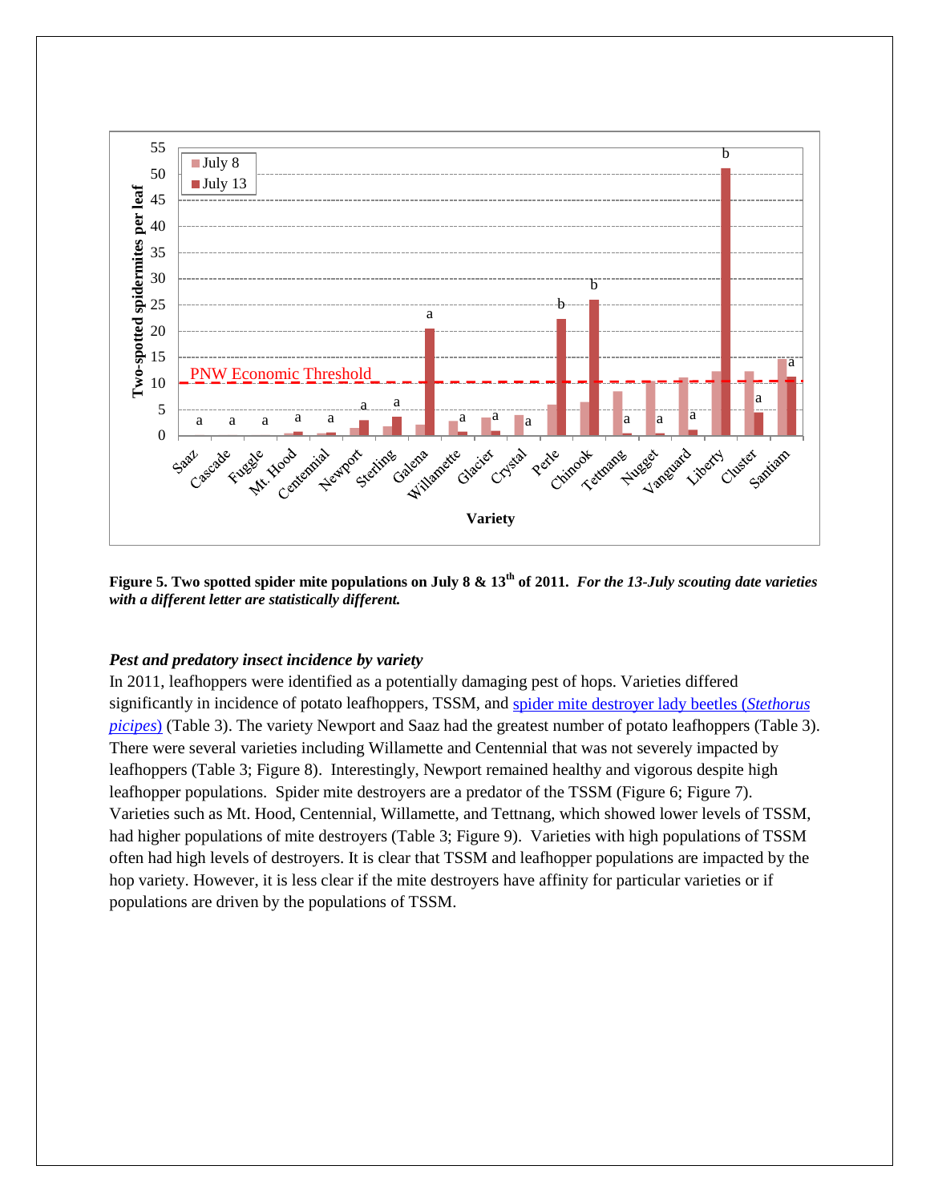**Figure 5. Two spotted spider mite populations on July 8 & 13th of 2011.** ***For the 13-July scouting date varieties with a different letter are statistically different.***

### *Pest and predatory insect incidence by variety*

In 2011, leafhoppers were identified as a potentially damaging pest of hops. Varieties differed significantly in incidence of potato leafhoppers, TSSM, and spider mite destroyer lady beetles (*Stethorus picipes*) (Table 3). The variety Newport and Saaz had the greatest number of potato leafhoppers (Table 3). There were several varieties including Willamette and Centennial that was not severely impacted by leafhoppers (Table 3; Figure 8). Interestingly, Newport remained healthy and vigorous despite high leafhopper populations. Spider mite destroyers are a predator of the TSSM (Figure 6; Figure 7). Varieties such as Mt. Hood, Centennial, Willamette, and Tettnang, which showed lower levels of TSSM, had higher populations of mite destroyers (Table 3; Figure 9). Varieties with high populations of TSSM often had high levels of destroyers. It is clear that TSSM and leafhopper populations are impacted by the hop variety. However, it is less clear if the mite destroyers have affinity for particular varieties or if populations are driven by the populations of TSSM.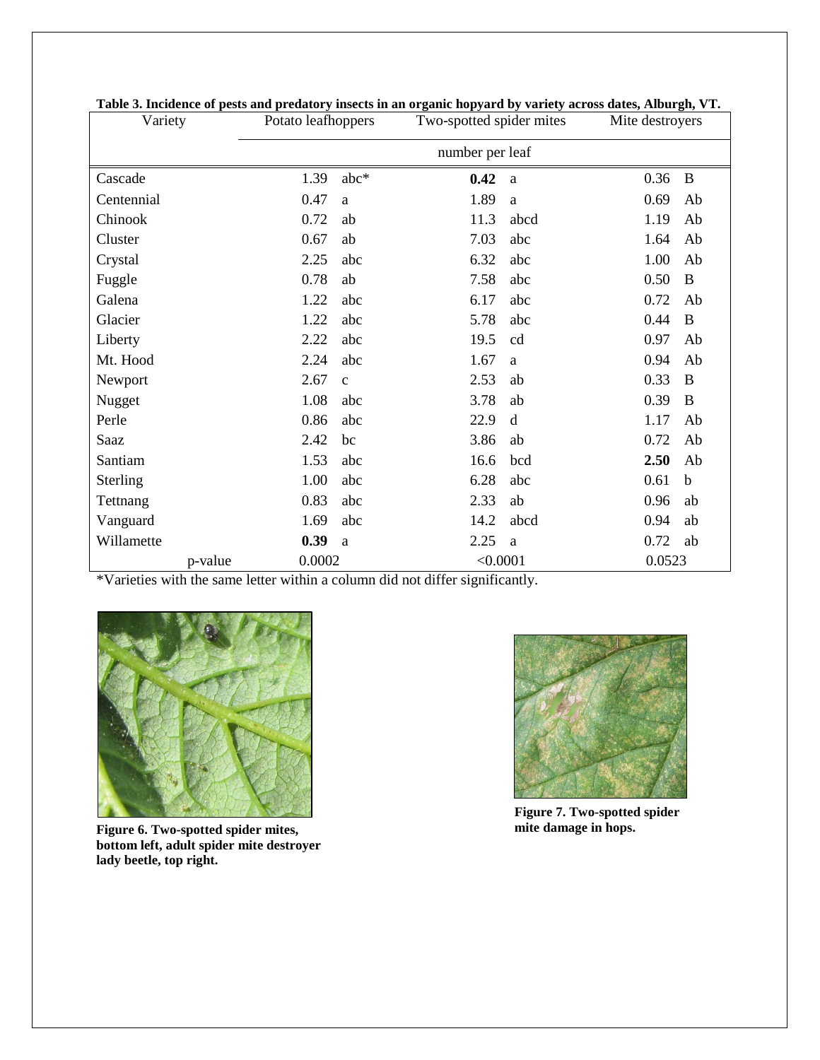**Table 3. Incidence of pests and predatory insects in an organic hopyard by variety across dates, Alburgh, VT.**

| Variety | Potato leafhoppers | | Two-spotted spider mites | | Mite destroyers | |
|---|---|---|---|---|---|---|
| | number per leaf | | | | | |
| Cascade | 1.39 | abc* | **0.42** | a | 0.36 | B |
| Centennial | 0.47 | a | 1.89 | a | 0.69 | Ab |
| Chinook | 0.72 | ab | 11.3 | abcd | 1.19 | Ab |
| Cluster | 0.67 | ab | 7.03 | abc | 1.64 | Ab |
| Crystal | 2.25 | abc | 6.32 | abc | 1.00 | Ab |
| Fuggle | 0.78 | ab | 7.58 | abc | 0.50 | B |
| Galena | 1.22 | abc | 6.17 | abc | 0.72 | Ab |
| Glacier | 1.22 | abc | 5.78 | abc | 0.44 | B |
| Liberty | 2.22 | abc | 19.5 | cd | 0.97 | Ab |
| Mt. Hood | 2.24 | abc | 1.67 | a | 0.94 | Ab |
| Newport | 2.67 | c | 2.53 | ab | 0.33 | B |
| Nugget | 1.08 | abc | 3.78 | ab | 0.39 | B |
| Perle | 0.86 | abc | 22.9 | d | 1.17 | Ab |
| Saaz | 2.42 | bc | 3.86 | ab | 0.72 | Ab |
| Santiam | 1.53 | abc | 16.6 | bcd | **2.50** | Ab |
| Sterling | 1.00 | abc | 6.28 | abc | 0.61 | b |
| Tettnang | 0.83 | abc | 2.33 | ab | 0.96 | ab |
| Vanguard | 1.69 | abc | 14.2 | abcd | 0.94 | ab |
| Willamette | **0.39** | a | 2.25 | a | 0.72 | ab |
| p-value | 0.0002 | | <0.0001 | | 0.0523 | |

*Varieties with the same letter within a column did not differ significantly.

**Figure 6. Two-spotted spider mites, bottom left, adult spider mite destroyer lady beetle, top right.**

**Figure 7. Two-spotted spider mite damage in hops.**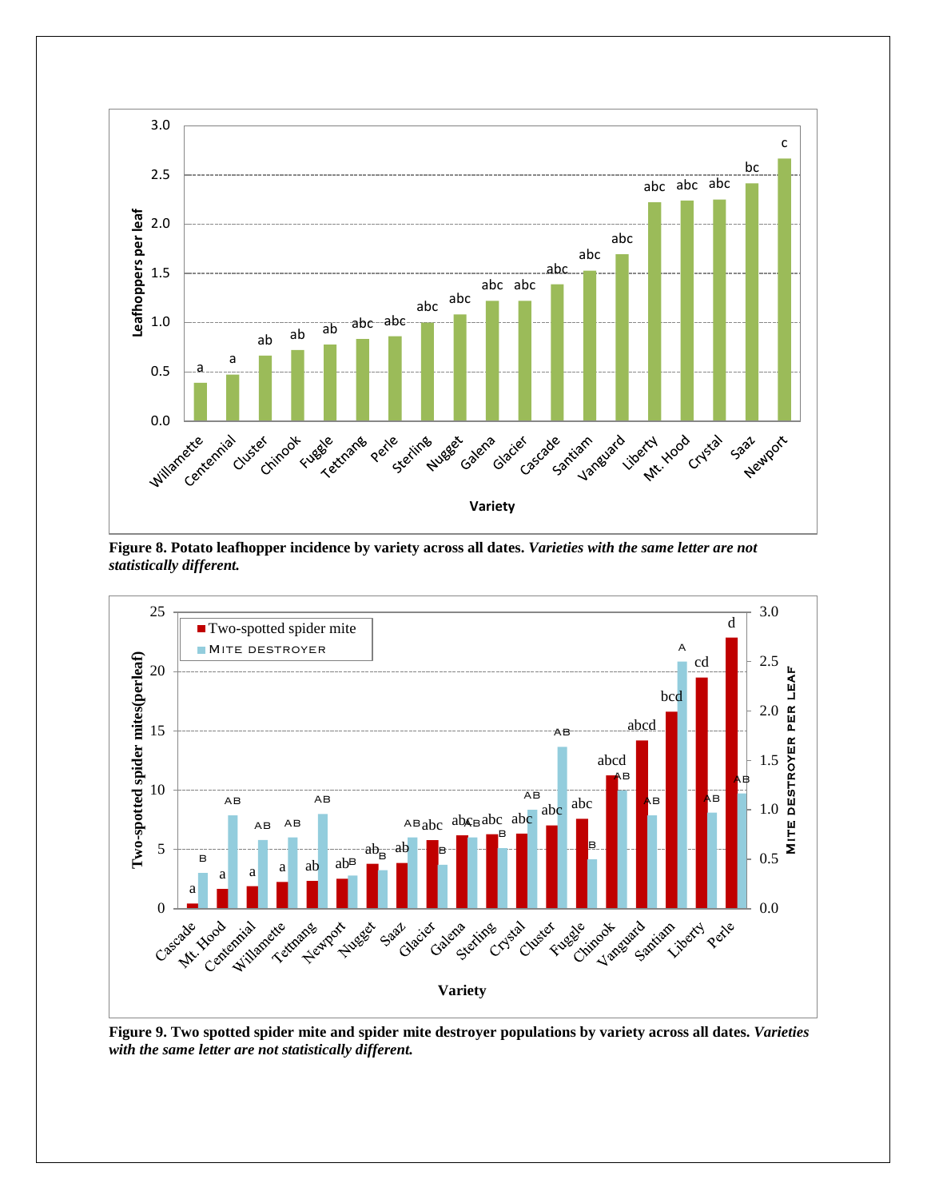**Figure 8. Potato leafhopper incidence by variety across all dates.** ***Varieties with the same letter are not statistically different.***

**Figure 9. Two spotted spider mite and spider mite destroyer populations by variety across all dates.** ***Varieties with the same letter are not statistically different.***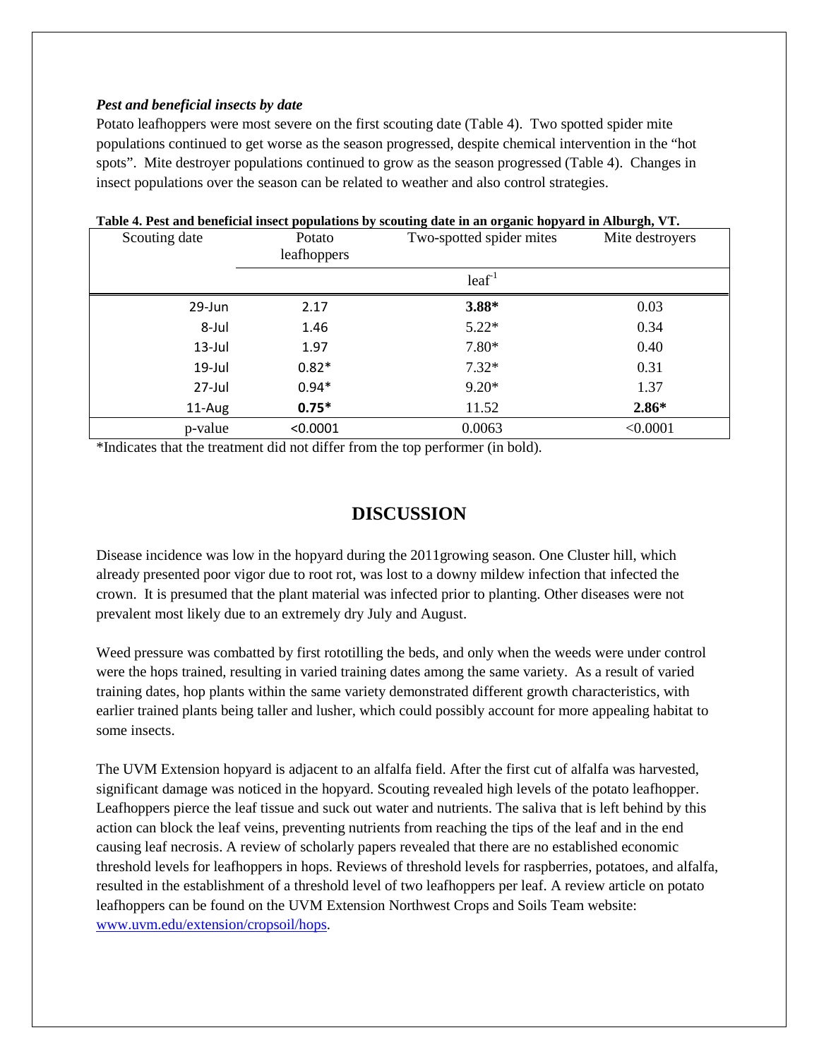***Pest and beneficial insects by date***

Potato leafhoppers were most severe on the first scouting date (Table 4). Two spotted spider mite populations continued to get worse as the season progressed, despite chemical intervention in the "hot spots". Mite destroyer populations continued to grow as the season progressed (Table 4). Changes in insect populations over the season can be related to weather and also control strategies.

**Table 4. Pest and beneficial insect populations by scouting date in an organic hopyard in Alburgh, VT.**

| Scouting date | Potato leafhoppers | Two-spotted spider mites | Mite destroyers |
|---|---|---|---|
| | | $leaf^{-1}$ | |
| 29-Jun | 2.17 | **3.88*** | 0.03 |
| 8-Jul | 1.46 | 5.22* | 0.34 |
| 13-Jul | 1.97 | 7.80* | 0.40 |
| 19-Jul | 0.82* | 7.32* | 0.31 |
| 27-Jul | 0.94* | 9.20* | 1.37 |
| 11-Aug | **0.75*** | 11.52 | **2.86*** |
| p-value | <0.0001 | 0.0063 | <0.0001 |

*Indicates that the treatment did not differ from the top performer (in bold).

## DISCUSSION

Disease incidence was low in the hopyard during the 2011growing season. One Cluster hill, which already presented poor vigor due to root rot, was lost to a downy mildew infection that infected the crown. It is presumed that the plant material was infected prior to planting. Other diseases were not prevalent most likely due to an extremely dry July and August.

Weed pressure was combatted by first rototilling the beds, and only when the weeds were under control were the hops trained, resulting in varied training dates among the same variety. As a result of varied training dates, hop plants within the same variety demonstrated different growth characteristics, with earlier trained plants being taller and lusher, which could possibly account for more appealing habitat to some insects.

The UVM Extension hopyard is adjacent to an alfalfa field. After the first cut of alfalfa was harvested, significant damage was noticed in the hopyard. Scouting revealed high levels of the potato leafhopper. Leafhoppers pierce the leaf tissue and suck out water and nutrients. The saliva that is left behind by this action can block the leaf veins, preventing nutrients from reaching the tips of the leaf and in the end causing leaf necrosis. A review of scholarly papers revealed that there are no established economic threshold levels for leafhoppers in hops. Reviews of threshold levels for raspberries, potatoes, and alfalfa, resulted in the establishment of a threshold level of two leafhoppers per leaf. A review article on potato leafhoppers can be found on the UVM Extension Northwest Crops and Soils Team website: [www.uvm.edu/extension/cropsoil/hops](www.uvm.edu/extension/cropsoil/hops).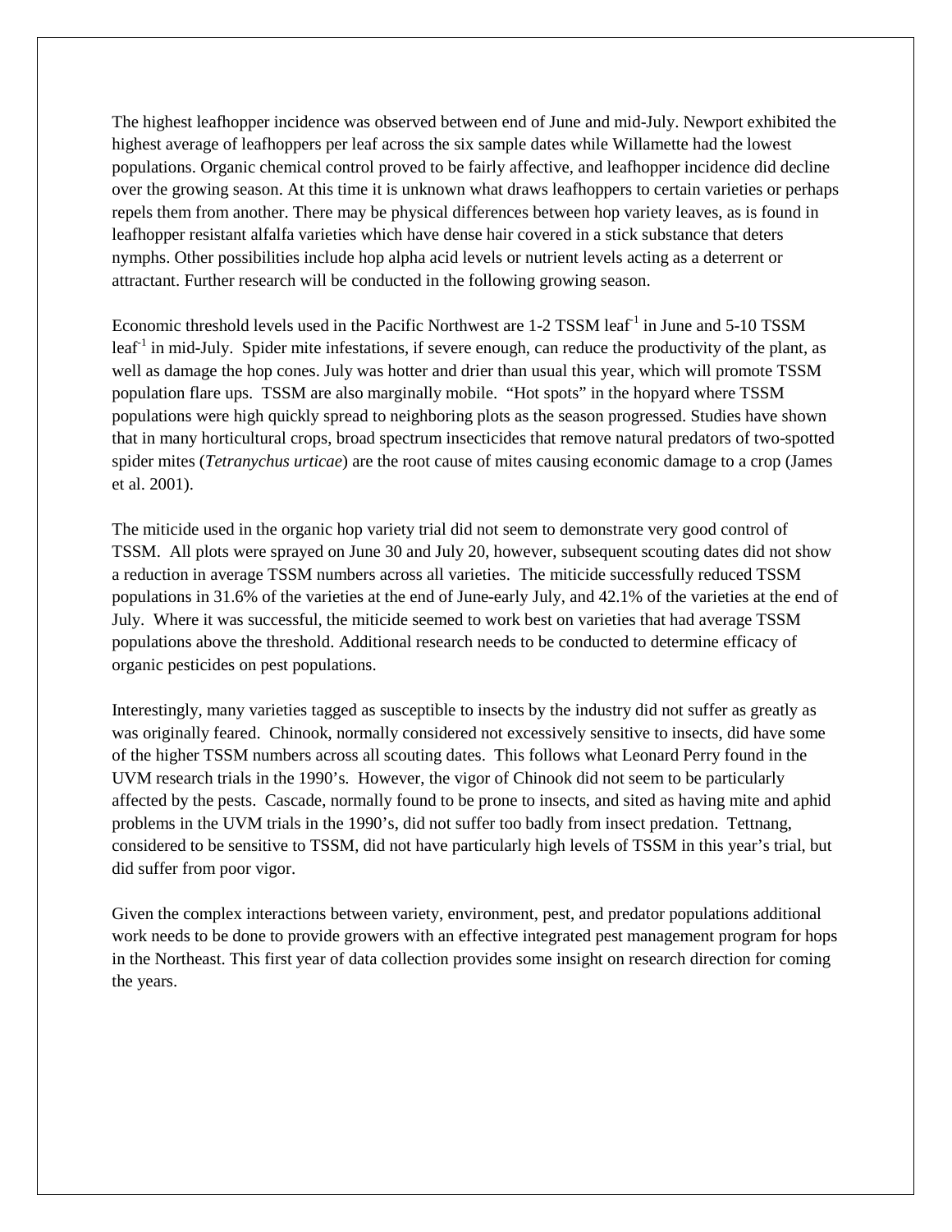The highest leafhopper incidence was observed between end of June and mid-July. Newport exhibited the highest average of leafhoppers per leaf across the six sample dates while Willamette had the lowest populations. Organic chemical control proved to be fairly affective, and leafhopper incidence did decline over the growing season. At this time it is unknown what draws leafhoppers to certain varieties or perhaps repels them from another. There may be physical differences between hop variety leaves, as is found in leafhopper resistant alfalfa varieties which have dense hair covered in a stick substance that deters nymphs. Other possibilities include hop alpha acid levels or nutrient levels acting as a deterrent or attractant. Further research will be conducted in the following growing season.

Economic threshold levels used in the Pacific Northwest are 1-2 TSSM leaf$^{-1}$ in June and 5-10 TSSM leaf$^{-1}$ in mid-July. Spider mite infestations, if severe enough, can reduce the productivity of the plant, as well as damage the hop cones. July was hotter and drier than usual this year, which will promote TSSM population flare ups. TSSM are also marginally mobile. "Hot spots" in the hopyard where TSSM populations were high quickly spread to neighboring plots as the season progressed. Studies have shown that in many horticultural crops, broad spectrum insecticides that remove natural predators of two-spotted spider mites (*Tetranychus urticae*) are the root cause of mites causing economic damage to a crop (James et al. 2001).

The miticide used in the organic hop variety trial did not seem to demonstrate very good control of TSSM. All plots were sprayed on June 30 and July 20, however, subsequent scouting dates did not show a reduction in average TSSM numbers across all varieties. The miticide successfully reduced TSSM populations in 31.6% of the varieties at the end of June-early July, and 42.1% of the varieties at the end of July. Where it was successful, the miticide seemed to work best on varieties that had average TSSM populations above the threshold. Additional research needs to be conducted to determine efficacy of organic pesticides on pest populations.

Interestingly, many varieties tagged as susceptible to insects by the industry did not suffer as greatly as was originally feared. Chinook, normally considered not excessively sensitive to insects, did have some of the higher TSSM numbers across all scouting dates. This follows what Leonard Perry found in the UVM research trials in the 1990's. However, the vigor of Chinook did not seem to be particularly affected by the pests. Cascade, normally found to be prone to insects, and sited as having mite and aphid problems in the UVM trials in the 1990's, did not suffer too badly from insect predation. Tettnang, considered to be sensitive to TSSM, did not have particularly high levels of TSSM in this year's trial, but did suffer from poor vigor.

Given the complex interactions between variety, environment, pest, and predator populations additional work needs to be done to provide growers with an effective integrated pest management program for hops in the Northeast. This first year of data collection provides some insight on research direction for coming the years.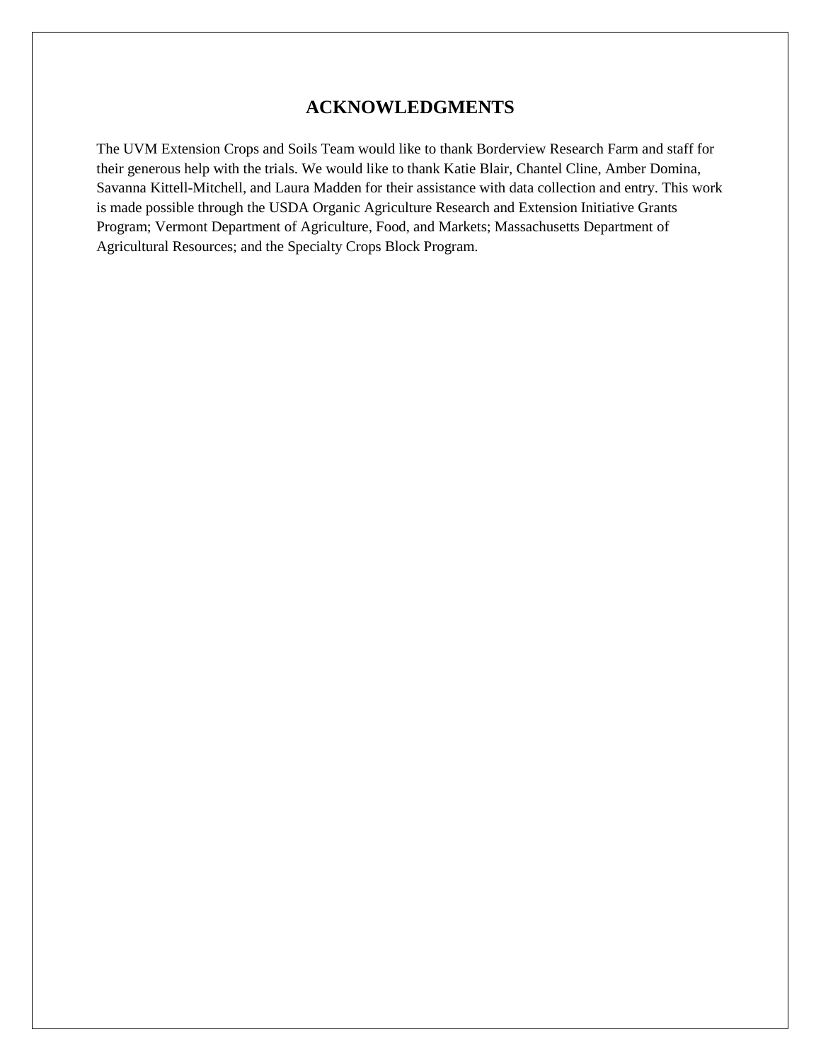## ACKNOWLEDGMENTS

The UVM Extension Crops and Soils Team would like to thank Borderview Research Farm and staff for their generous help with the trials. We would like to thank Katie Blair, Chantel Cline, Amber Domina, Savanna Kittell-Mitchell, and Laura Madden for their assistance with data collection and entry. This work is made possible through the USDA Organic Agriculture Research and Extension Initiative Grants Program; Vermont Department of Agriculture, Food, and Markets; Massachusetts Department of Agricultural Resources; and the Specialty Crops Block Program.